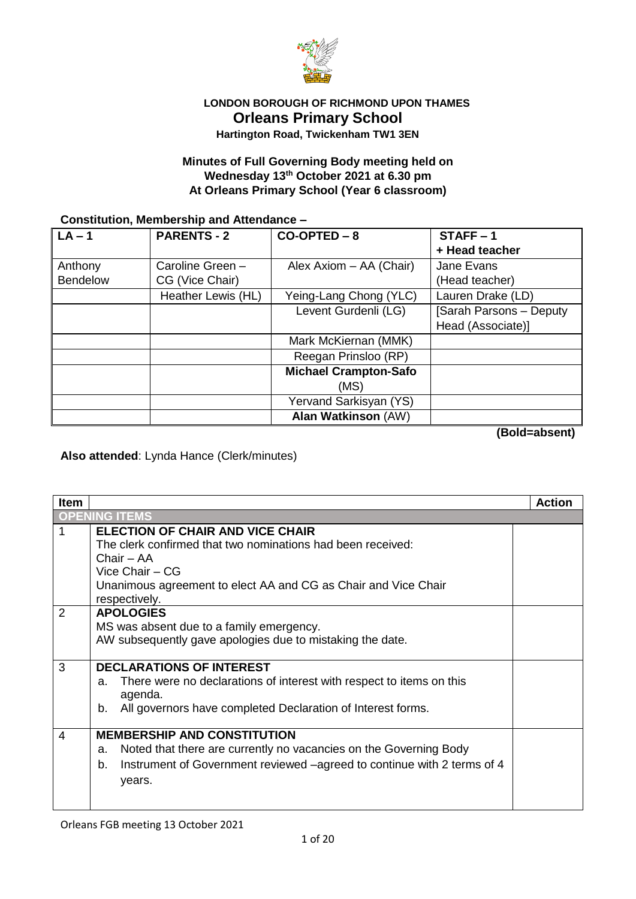**LONDON BOROUGH OF RICHMOND UPON THAMES**

# Orleans Primary School

**Hartington Road, Twickenham TW1 3EN**

**Minutes of Full Governing Body meeting held on Wednesday 13th October 2021 at 6.30 pm At Orleans Primary School (Year 6 classroom)**

**Constitution, Membership and Attendance –**

| LA – 1 | PARENTS - 2 | CO-OPTED – 8 | STAFF – 1 + Head teacher |
|---|---|---|---|
| Anthony Bendelow | Caroline Green – CG (Vice Chair) | Alex Axiom – AA (Chair) | Jane Evans (Head teacher) |
| | Heather Lewis (HL) | Yeing-Lang Chong (YLC) | Lauren Drake (LD) |
| | | Levent Gurdenli (LG) | [Sarah Parsons – Deputy Head (Associate)] |
| | | Mark McKiernan (MMK) | |
| | | Reegan Prinsloo (RP) | |
| | | **Michael Crampton-Safo** (MS) | |
| | | Yervand Sarkisyan (YS) | |
| | | **Alan Watkinson** (AW) | |

**(Bold=absent)**

**Also attended**: Lynda Hance (Clerk/minutes)

| Item | | Action |
|---|---|---|
| **OPENING ITEMS** | | |
| 1 | **ELECTION OF CHAIR AND VICE CHAIR**<br>The clerk confirmed that two nominations had been received:<br>Chair – AA<br>Vice Chair – CG<br>Unanimous agreement to elect AA and CG as Chair and Vice Chair respectively. | |
| 2 | **APOLOGIES**<br>MS was absent due to a family emergency.<br>AW subsequently gave apologies due to mistaking the date. | |
| 3 | **DECLARATIONS OF INTEREST**<br>a. There were no declarations of interest with respect to items on this agenda.<br>b. All governors have completed Declaration of Interest forms. | |
| 4 | **MEMBERSHIP AND CONSTITUTION**<br>a. Noted that there are currently no vacancies on the Governing Body<br>b. Instrument of Government reviewed –agreed to continue with 2 terms of 4 years. | |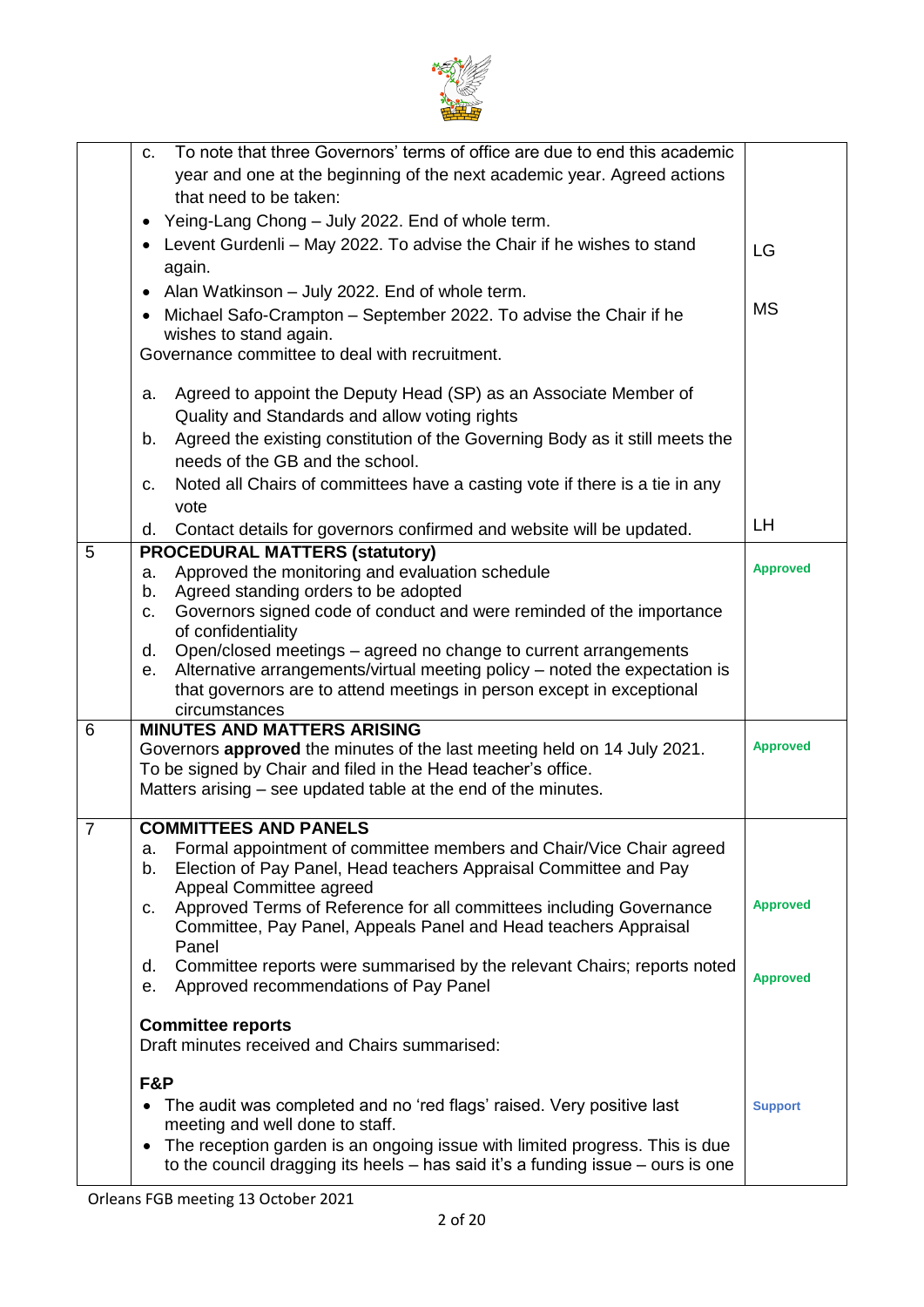|  |  |  |
|---|---|---|
|  | c. To note that three Governors' terms of office are due to end this academic year and one at the beginning of the next academic year. Agreed actions that need to be taken:<br>• Yeing-Lang Chong – July 2022. End of whole term.<br>• Levent Gurdenli – May 2022. To advise the Chair if he wishes to stand again.<br>• Alan Watkinson – July 2022. End of whole term.<br>• Michael Safo-Crampton – September 2022. To advise the Chair if he wishes to stand again.<br>Governance committee to deal with recruitment.<br><br>a. Agreed to appoint the Deputy Head (SP) as an Associate Member of Quality and Standards and allow voting rights<br>b. Agreed the existing constitution of the Governing Body as it still meets the needs of the GB and the school.<br>c. Noted all Chairs of committees have a casting vote if there is a tie in any vote<br>d. Contact details for governors confirmed and website will be updated. | LG<br><br>MS<br><br><br><br><br><br>LH |
| 5 | **PROCEDURAL MATTERS (statutory)**<br>a. Approved the monitoring and evaluation schedule<br>b. Agreed standing orders to be adopted<br>c. Governors signed code of conduct and were reminded of the importance of confidentiality<br>d. Open/closed meetings – agreed no change to current arrangements<br>e. Alternative arrangements/virtual meeting policy – noted the expectation is that governors are to attend meetings in person except in exceptional circumstances | **Approved** |
| 6 | **MINUTES AND MATTERS ARISING**<br>Governors **approved** the minutes of the last meeting held on 14 July 2021. To be signed by Chair and filed in the Head teacher's office.<br>Matters arising – see updated table at the end of the minutes. | **Approved** |
| 7 | **COMMITTEES AND PANELS**<br>a. Formal appointment of committee members and Chair/Vice Chair agreed<br>b. Election of Pay Panel, Head teachers Appraisal Committee and Pay Appeal Committee agreed<br>c. Approved Terms of Reference for all committees including Governance Committee, Pay Panel, Appeals Panel and Head teachers Appraisal Panel<br>d. Committee reports were summarised by the relevant Chairs; reports noted<br>e. Approved recommendations of Pay Panel<br><br>**Committee reports**<br>Draft minutes received and Chairs summarised:<br><br>**F&P**<br>• The audit was completed and no 'red flags' raised. Very positive last meeting and well done to staff.<br>• The reception garden is an ongoing issue with limited progress. This is due to the council dragging its heels – has said it's a funding issue – ours is one | <br><br><br><br>**Approved**<br><br>**Approved**<br><br><br><br><br><br>**Support** |

Orleans FGB meeting 13 October 2021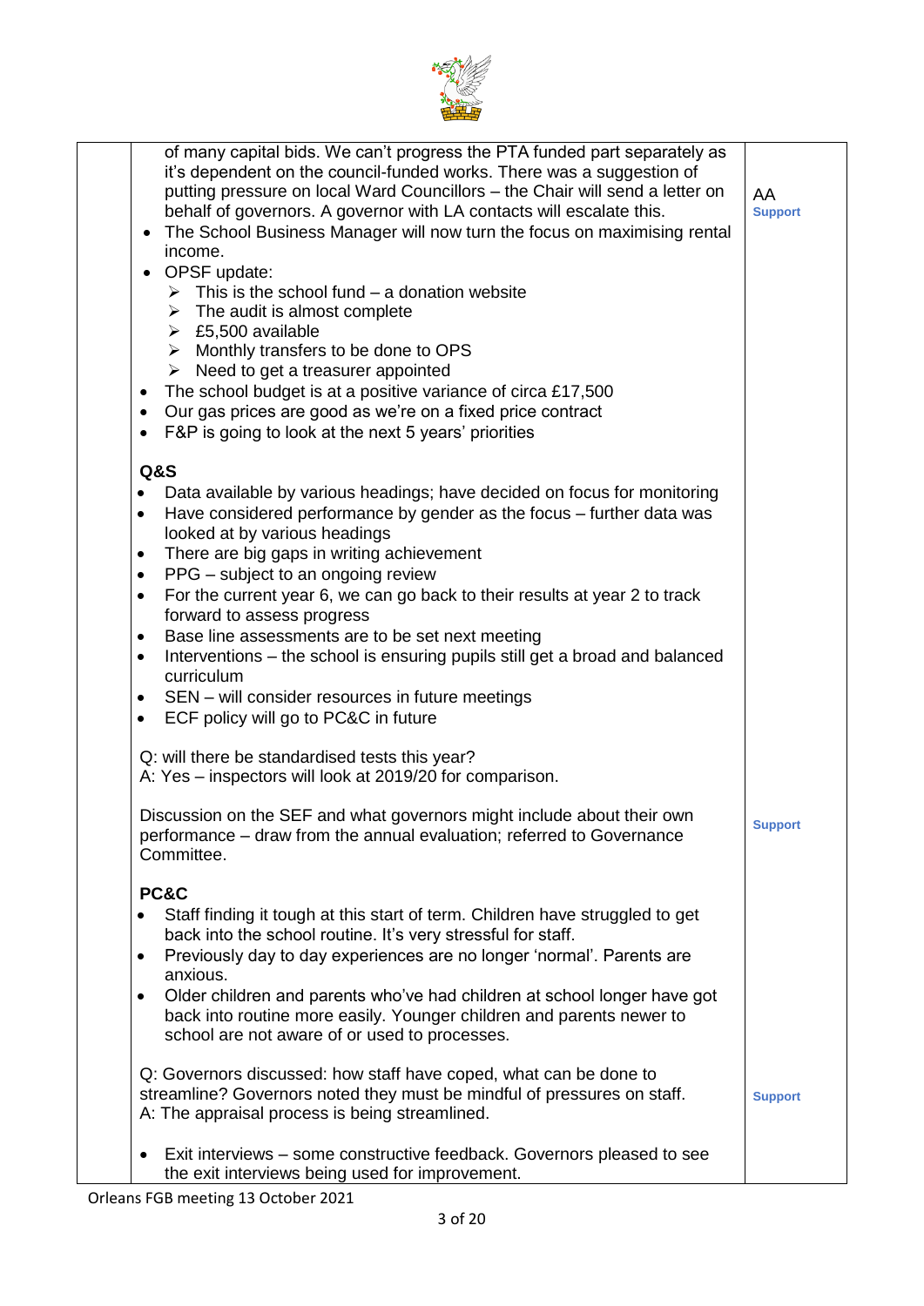| | | |
|---|---|---|
| | of many capital bids. We can't progress the PTA funded part separately as it's dependent on the council-funded works. There was a suggestion of putting pressure on local Ward Councillors – the Chair will send a letter on behalf of governors. A governor with LA contacts will escalate this.<br>• The School Business Manager will now turn the focus on maximising rental income.<br>• OPSF update:<br>➢ This is the school fund – a donation website<br>➢ The audit is almost complete<br>➢ £5,500 available<br>➢ Monthly transfers to be done to OPS<br>➢ Need to get a treasurer appointed<br>• The school budget is at a positive variance of circa £17,500<br>• Our gas prices are good as we're on a fixed price contract<br>• F&P is going to look at the next 5 years' priorities | AA<br>**Support** |
| | **Q&S**<br>• Data available by various headings; have decided on focus for monitoring<br>• Have considered performance by gender as the focus – further data was looked at by various headings<br>• There are big gaps in writing achievement<br>• PPG – subject to an ongoing review<br>• For the current year 6, we can go back to their results at year 2 to track forward to assess progress<br>• Base line assessments are to be set next meeting<br>• Interventions – the school is ensuring pupils still get a broad and balanced curriculum<br>• SEN – will consider resources in future meetings<br>• ECF policy will go to PC&C in future<br><br>Q: will there be standardised tests this year?<br>A: Yes – inspectors will look at 2019/20 for comparison.<br><br>Discussion on the SEF and what governors might include about their own performance – draw from the annual evaluation; referred to Governance Committee. | <br><br><br><br><br><br><br><br><br><br><br><br><br>**Support** |
| | **PC&C**<br>• Staff finding it tough at this start of term. Children have struggled to get back into the school routine. It's very stressful for staff.<br>• Previously day to day experiences are no longer 'normal'. Parents are anxious.<br>• Older children and parents who've had children at school longer have got back into routine more easily. Younger children and parents newer to school are not aware of or used to processes.<br><br>Q: Governors discussed: how staff have coped, what can be done to streamline? Governors noted they must be mindful of pressures on staff.<br>A: The appraisal process is being streamlined.<br><br>• Exit interviews – some constructive feedback. Governors pleased to see the exit interviews being used for improvement. | <br><br><br><br><br><br><br><br>**Support** |

Orleans FGB meeting 13 October 2021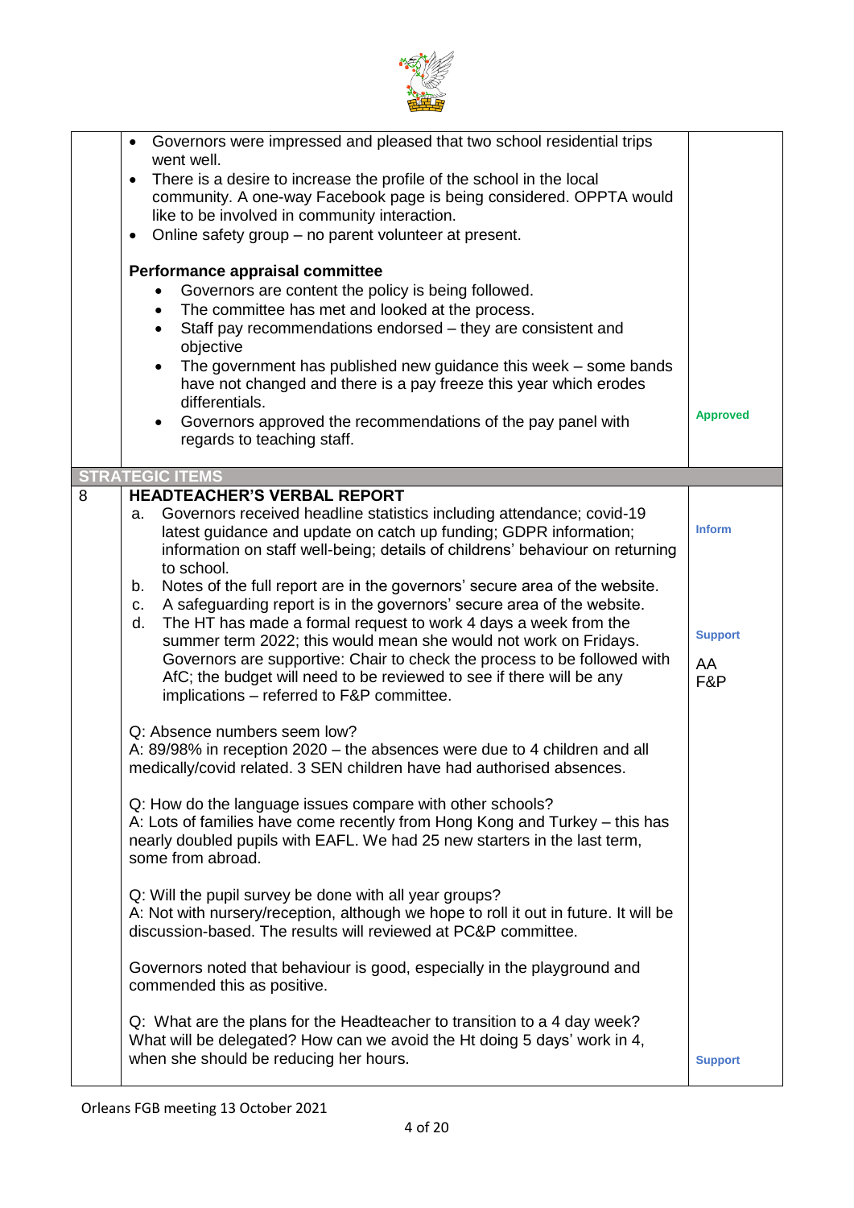| | | |
|---|---|---|
| | • Governors were impressed and pleased that two school residential trips went well.<br>• There is a desire to increase the profile of the school in the local community. A one-way Facebook page is being considered. OPPTA would like to be involved in community interaction.<br>• Online safety group – no parent volunteer at present.<br><br>**Performance appraisal committee**<br>• Governors are content the policy is being followed.<br>• The committee has met and looked at the process.<br>• Staff pay recommendations endorsed – they are consistent and objective<br>• The government has published new guidance this week – some bands have not changed and there is a pay freeze this year which erodes differentials.<br>• Governors approved the recommendations of the pay panel with regards to teaching staff. | **Approved** |
| **STRATEGIC ITEMS** | | |
| 8 | **HEADTEACHER'S VERBAL REPORT**<br>a. Governors received headline statistics including attendance; covid-19 latest guidance and update on catch up funding; GDPR information; information on staff well-being; details of childrens' behaviour on returning to school.<br>b. Notes of the full report are in the governors' secure area of the website.<br>c. A safeguarding report is in the governors' secure area of the website.<br>d. The HT has made a formal request to work 4 days a week from the summer term 2022; this would mean she would not work on Fridays. Governors are supportive: Chair to check the process to be followed with AfC; the budget will need to be reviewed to see if there will be any implications – referred to F&P committee.<br><br>Q: Absence numbers seem low?<br>A: 89/98% in reception 2020 – the absences were due to 4 children and all medically/covid related. 3 SEN children have had authorised absences.<br><br>Q: How do the language issues compare with other schools?<br>A: Lots of families have come recently from Hong Kong and Turkey – this has nearly doubled pupils with EAFL. We had 25 new starters in the last term, some from abroad.<br><br>Q: Will the pupil survey be done with all year groups?<br>A: Not with nursery/reception, although we hope to roll it out in future. It will be discussion-based. The results will reviewed at PC&P committee.<br><br>Governors noted that behaviour is good, especially in the playground and commended this as positive.<br><br>Q: What are the plans for the Headteacher to transition to a 4 day week? What will be delegated? How can we avoid the Ht doing 5 days' work in 4, when she should be reducing her hours. | **Inform**<br><br>**Support**<br>AA<br>F&P<br><br>**Support** |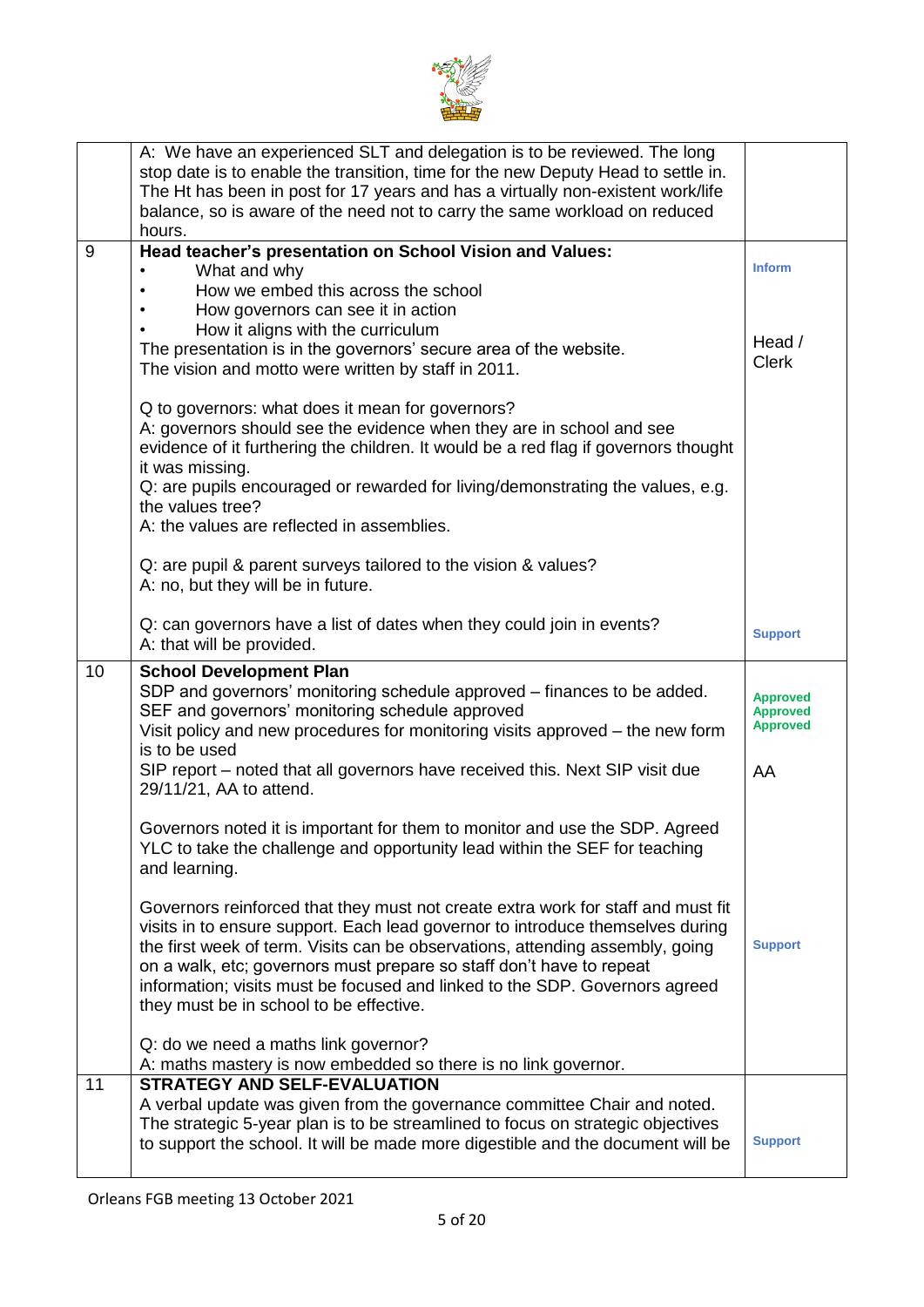| | | |
|---|---|---|
| | A: We have an experienced SLT and delegation is to be reviewed. The long stop date is to enable the transition, time for the new Deputy Head to settle in. The Ht has been in post for 17 years and has a virtually non-existent work/life balance, so is aware of the need not to carry the same workload on reduced hours. | |
| 9 | **Head teacher's presentation on School Vision and Values:**<br>• What and why<br>• How we embed this across the school<br>• How governors can see it in action<br>• How it aligns with the curriculum<br>The presentation is in the governors' secure area of the website.<br>The vision and motto were written by staff in 2011.<br><br>Q to governors: what does it mean for governors?<br>A: governors should see the evidence when they are in school and see evidence of it furthering the children. It would be a red flag if governors thought it was missing.<br>Q: are pupils encouraged or rewarded for living/demonstrating the values, e.g. the values tree?<br>A: the values are reflected in assemblies.<br><br>Q: are pupil & parent surveys tailored to the vision & values?<br>A: no, but they will be in future.<br><br>Q: can governors have a list of dates when they could join in events?<br>A: that will be provided. | **Inform**<br><br>Head / Clerk<br><br>**Support** |
| 10 | **School Development Plan**<br>SDP and governors' monitoring schedule approved – finances to be added.<br>SEF and governors' monitoring schedule approved<br>Visit policy and new procedures for monitoring visits approved – the new form is to be used<br>SIP report – noted that all governors have received this. Next SIP visit due 29/11/21, AA to attend.<br><br>Governors noted it is important for them to monitor and use the SDP. Agreed YLC to take the challenge and opportunity lead within the SEF for teaching and learning.<br><br>Governors reinforced that they must not create extra work for staff and must fit visits in to ensure support. Each lead governor to introduce themselves during the first week of term. Visits can be observations, attending assembly, going on a walk, etc; governors must prepare so staff don't have to repeat information; visits must be focused and linked to the SDP. Governors agreed they must be in school to be effective.<br><br>Q: do we need a maths link governor?<br>A: maths mastery is now embedded so there is no link governor. | **Approved**<br>**Approved**<br>**Approved**<br><br>AA<br><br>**Support** |
| 11 | **STRATEGY AND SELF-EVALUATION**<br>A verbal update was given from the governance committee Chair and noted.<br>The strategic 5-year plan is to be streamlined to focus on strategic objectives to support the school. It will be made more digestible and the document will be | **Support** |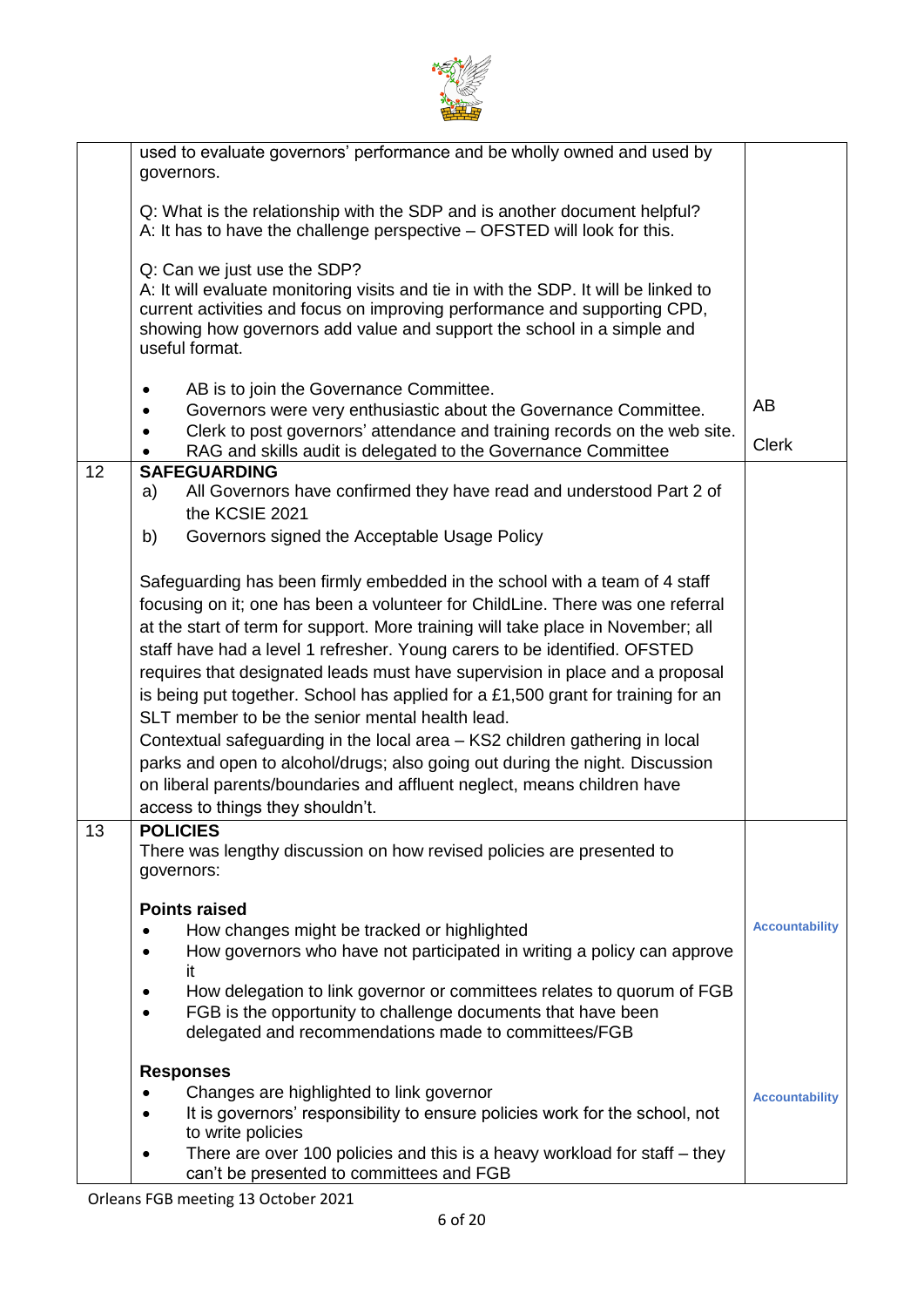| | | |
|---|---|---|
| | used to evaluate governors' performance and be wholly owned and used by governors.<br><br>Q: What is the relationship with the SDP and is another document helpful?<br>A: It has to have the challenge perspective – OFSTED will look for this.<br><br>Q: Can we just use the SDP?<br>A: It will evaluate monitoring visits and tie in with the SDP. It will be linked to current activities and focus on improving performance and supporting CPD, showing how governors add value and support the school in a simple and useful format.<br><br>• AB is to join the Governance Committee.<br>• Governors were very enthusiastic about the Governance Committee.<br>• Clerk to post governors' attendance and training records on the web site.<br>• RAG and skills audit is delegated to the Governance Committee | AB<br><br>Clerk |
| 12 | **SAFEGUARDING**<br>a) All Governors have confirmed they have read and understood Part 2 of the KCSIE 2021<br>b) Governors signed the Acceptable Usage Policy<br><br>Safeguarding has been firmly embedded in the school with a team of 4 staff focusing on it; one has been a volunteer for ChildLine. There was one referral at the start of term for support. More training will take place in November; all staff have had a level 1 refresher. Young carers to be identified. OFSTED requires that designated leads must have supervision in place and a proposal is being put together. School has applied for a £1,500 grant for training for an SLT member to be the senior mental health lead.<br>Contextual safeguarding in the local area – KS2 children gathering in local parks and open to alcohol/drugs; also going out during the night. Discussion on liberal parents/boundaries and affluent neglect, means children have access to things they shouldn't. | |
| 13 | **POLICIES**<br>There was lengthy discussion on how revised policies are presented to governors:<br><br>**Points raised**<br>• How changes might be tracked or highlighted<br>• How governors who have not participated in writing a policy can approve it<br>• How delegation to link governor or committees relates to quorum of FGB<br>• FGB is the opportunity to challenge documents that have been delegated and recommendations made to committees/FGB<br><br>**Responses**<br>• Changes are highlighted to link governor<br>• It is governors' responsibility to ensure policies work for the school, not to write policies<br>• There are over 100 policies and this is a heavy workload for staff – they can't be presented to committees and FGB | **Accountability**<br><br>**Accountability** |

Orleans FGB meeting 13 October 2021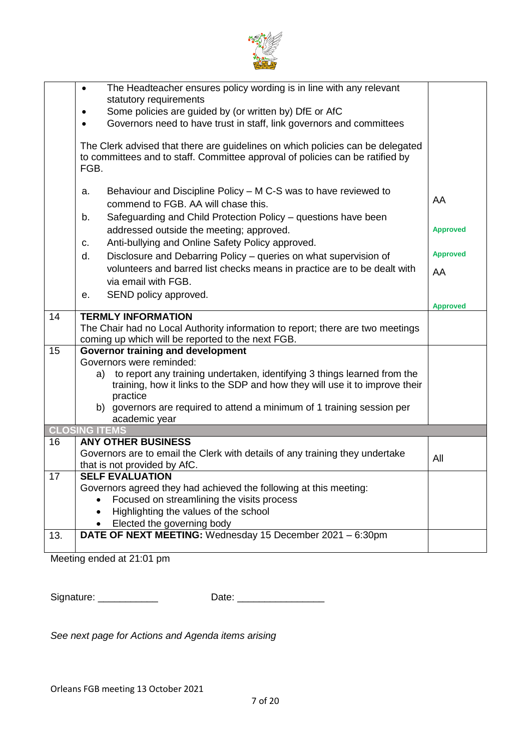| | | |
|---|---|---|
| | • The Headteacher ensures policy wording is in line with any relevant statutory requirements<br>• Some policies are guided by (or written by) DfE or AfC<br>• Governors need to have trust in staff, link governors and committees<br><br>The Clerk advised that there are guidelines on which policies can be delegated to committees and to staff. Committee approval of policies can be ratified by FGB.<br><br>a. Behaviour and Discipline Policy – M C-S was to have reviewed to commend to FGB. AA will chase this.<br>b. Safeguarding and Child Protection Policy – questions have been addressed outside the meeting; approved.<br>c. Anti-bullying and Online Safety Policy approved.<br>d. Disclosure and Debarring Policy – queries on what supervision of volunteers and barred list checks means in practice are to be dealt with via email with FGB.<br>e. SEND policy approved. | AA<br><br>**Approved**<br><br>**Approved**<br><br>AA<br><br>**Approved** |
| 14 | **TERMLY INFORMATION**<br>The Chair had no Local Authority information to report; there are two meetings coming up which will be reported to the next FGB. | |
| 15 | **Governor training and development**<br>Governors were reminded:<br>a) to report any training undertaken, identifying 3 things learned from the training, how it links to the SDP and how they will use it to improve their practice<br>b) governors are required to attend a minimum of 1 training session per academic year | |
| **CLOSING ITEMS** | | |
| 16 | **ANY OTHER BUSINESS**<br>Governors are to email the Clerk with details of any training they undertake that is not provided by AfC. | All |
| 17 | **SELF EVALUATION**<br>Governors agreed they had achieved the following at this meeting:<br>• Focused on streamlining the visits process<br>• Highlighting the values of the school<br>• Elected the governing body | |
| 13. | **DATE OF NEXT MEETING:** Wednesday 15 December 2021 – 6:30pm | |

Meeting ended at 21:01 pm

Signature: ___________ Date: ________________

*See next page for Actions and Agenda items arising*

Orleans FGB meeting 13 October 2021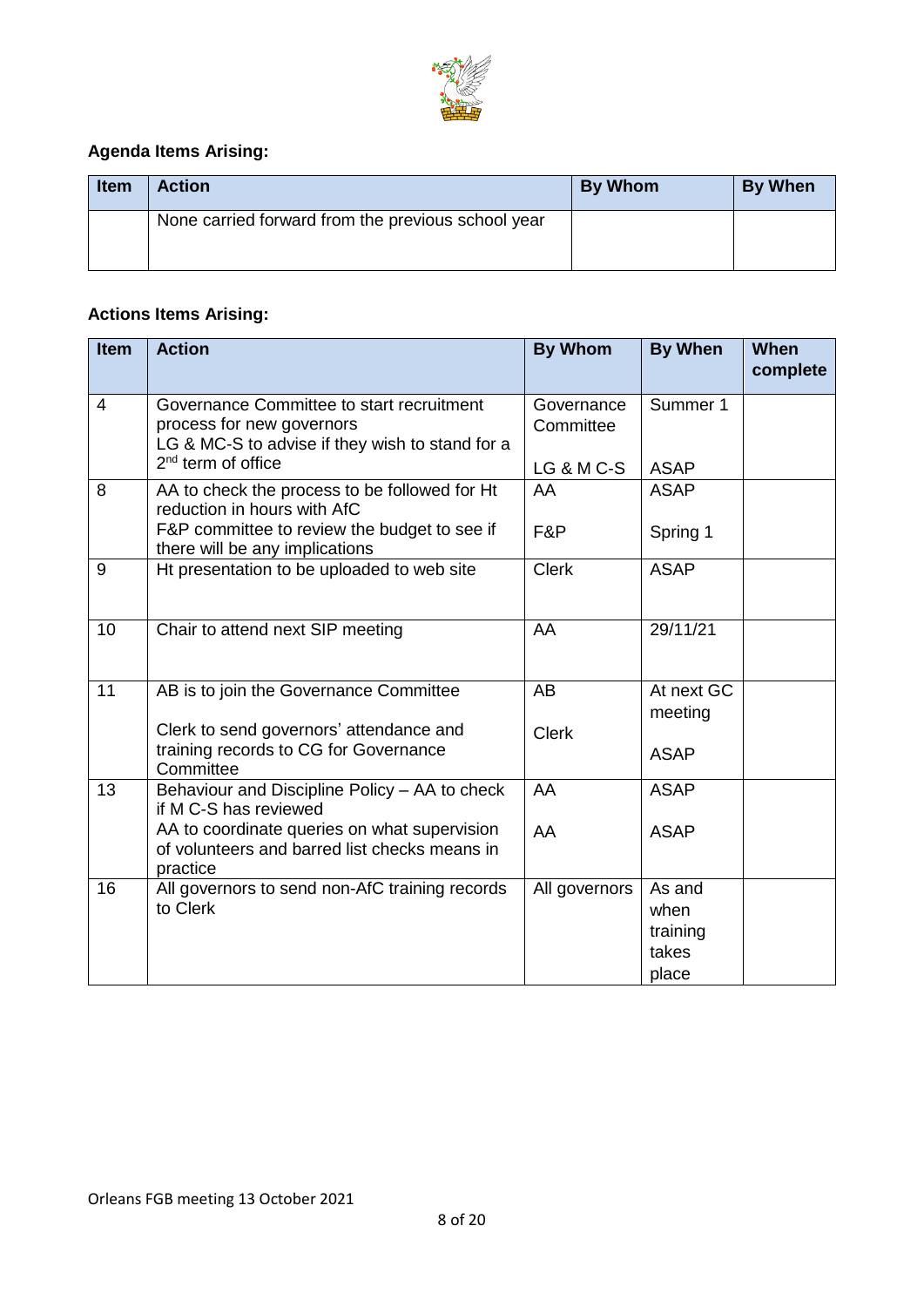**Agenda Items Arising:**

| Item | Action | By Whom | By When |
|---|---|---|---|
| | None carried forward from the previous school year | | |

**Actions Items Arising:**

| Item | Action | By Whom | By When | When complete |
|---|---|---|---|---|
| 4 | Governance Committee to start recruitment process for new governors<br>LG & MC-S to advise if they wish to stand for a 2nd term of office | Governance Committee<br><br>LG & M C-S | Summer 1<br><br>ASAP | |
| 8 | AA to check the process to be followed for Ht reduction in hours with AfC<br>F&P committee to review the budget to see if there will be any implications | AA<br><br>F&P | ASAP<br><br>Spring 1 | |
| 9 | Ht presentation to be uploaded to web site | Clerk | ASAP | |
| 10 | Chair to attend next SIP meeting | AA | 29/11/21 | |
| 11 | AB is to join the Governance Committee<br><br>Clerk to send governors' attendance and training records to CG for Governance Committee | AB<br><br>Clerk | At next GC meeting<br><br>ASAP | |
| 13 | Behaviour and Discipline Policy – AA to check if M C-S has reviewed<br>AA to coordinate queries on what supervision of volunteers and barred list checks means in practice | AA<br><br>AA | ASAP<br><br>ASAP | |
| 16 | All governors to send non-AfC training records to Clerk | All governors | As and when training takes place | |